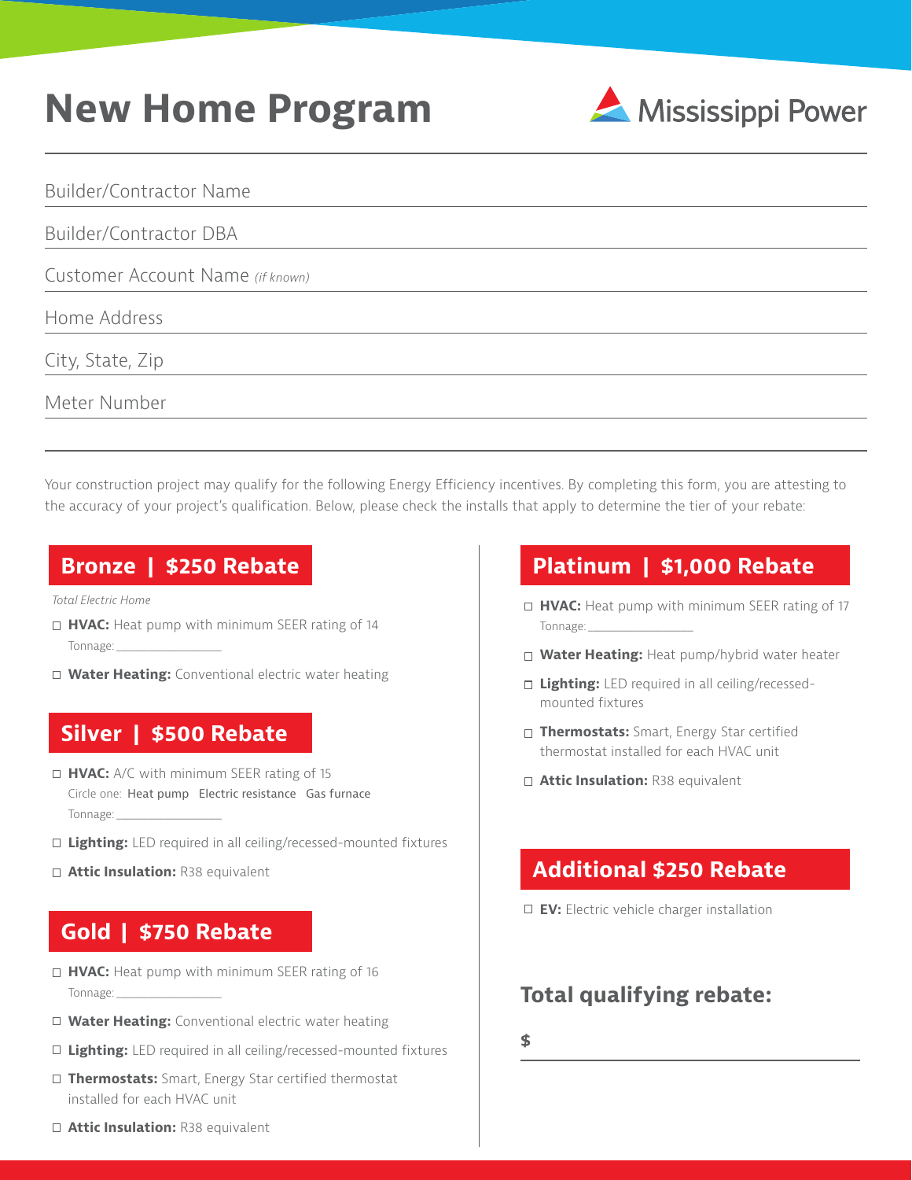# New Home Program

Mississippi Power

Builder/Contractor Name

Builder/Contractor DBA

Customer Account Name *(if known)*

Home Address

City, State, Zip

Meter Number

Your construction project may qualify for the following Energy Efficiency incentives. By completing this form, you are attesting to the accuracy of your project's qualification. Below, please check the installs that apply to determine the tier of your rebate:

## Bronze | $250 Rebate

*Total Electric Home*

- ☐ **HVAC:** Heat pump with minimum SEER rating of 14
  Tonnage: ______________
- ☐ **Water Heating:** Conventional electric water heating

## Silver | $500 Rebate

- ☐ **HVAC:** A/C with minimum SEER rating of 15
  Circle one: Heat pump Electric resistance Gas furnace
  Tonnage: ______________
- ☐ **Lighting:** LED required in all ceiling/recessed-mounted fixtures
- ☐ **Attic Insulation:** R38 equivalent

## Gold | $750 Rebate

- ☐ **HVAC:** Heat pump with minimum SEER rating of 16
  Tonnage: ______________
- ☐ **Water Heating:** Conventional electric water heating
- ☐ **Lighting:** LED required in all ceiling/recessed-mounted fixtures
- ☐ **Thermostats:** Smart, Energy Star certified thermostat installed for each HVAC unit
- ☐ **Attic Insulation:** R38 equivalent

## Platinum | $1,000 Rebate

- ☐ **HVAC:** Heat pump with minimum SEER rating of 17
  Tonnage: ______________
- ☐ **Water Heating:** Heat pump/hybrid water heater
- ☐ **Lighting:** LED required in all ceiling/recessed-mounted fixtures
- ☐ **Thermostats:** Smart, Energy Star certified thermostat installed for each HVAC unit
- ☐ **Attic Insulation:** R38 equivalent

## Additional $250 Rebate

- ☐ **EV:** Electric vehicle charger installation

## Total qualifying rebate:

$ ______________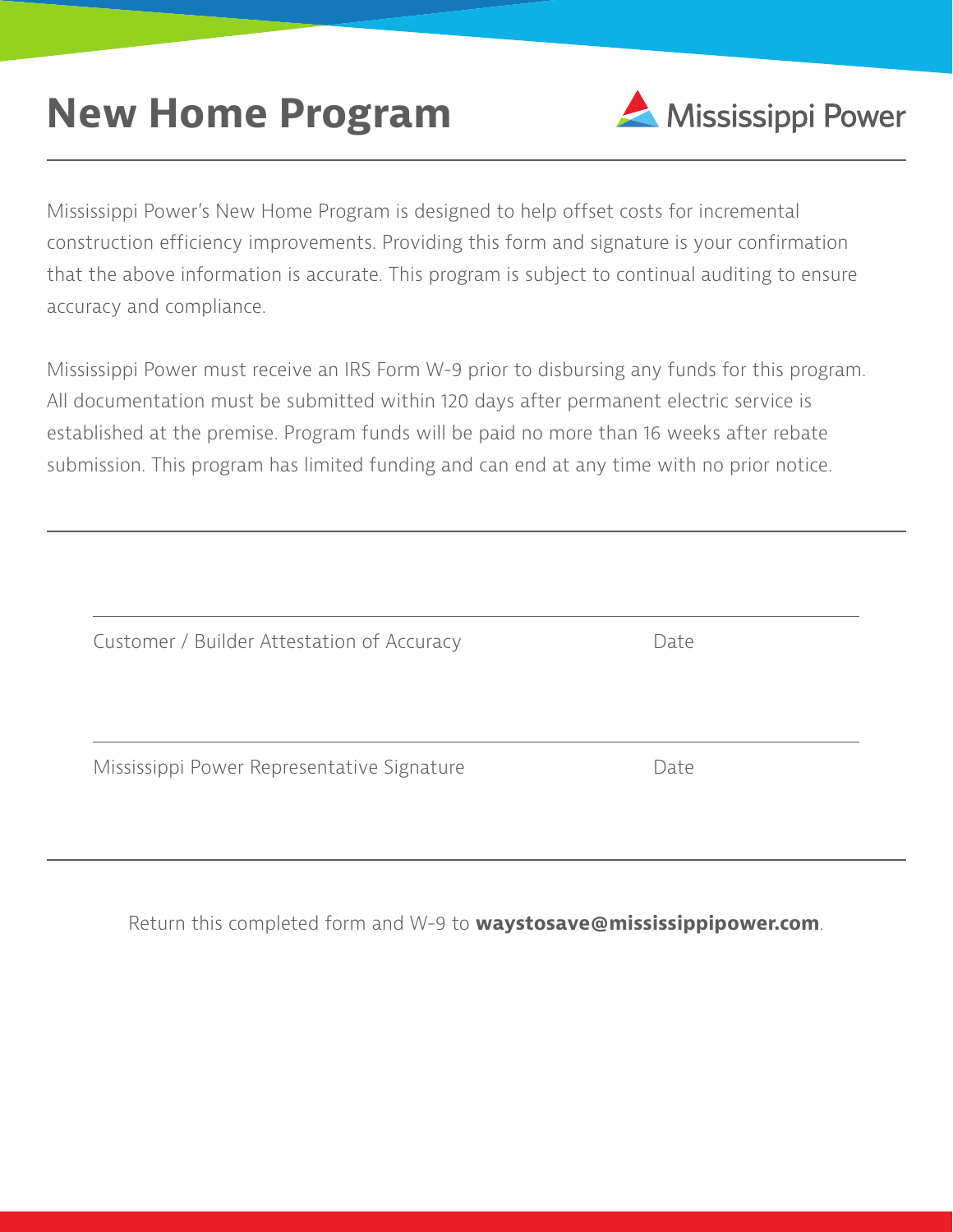# New Home Program

Mississippi Power

Mississippi Power's New Home Program is designed to help offset costs for incremental construction efficiency improvements. Providing this form and signature is your confirmation that the above information is accurate. This program is subject to continual auditing to ensure accuracy and compliance.

Mississippi Power must receive an IRS Form W-9 prior to disbursing any funds for this program. All documentation must be submitted within 120 days after permanent electric service is established at the premise. Program funds will be paid no more than 16 weeks after rebate submission. This program has limited funding and can end at any time with no prior notice.

---

Customer / Builder Attestation of Accuracy                Date

Mississippi Power Representative Signature                Date

---

Return this completed form and W-9 to **waystosave@mississippipower.com**.